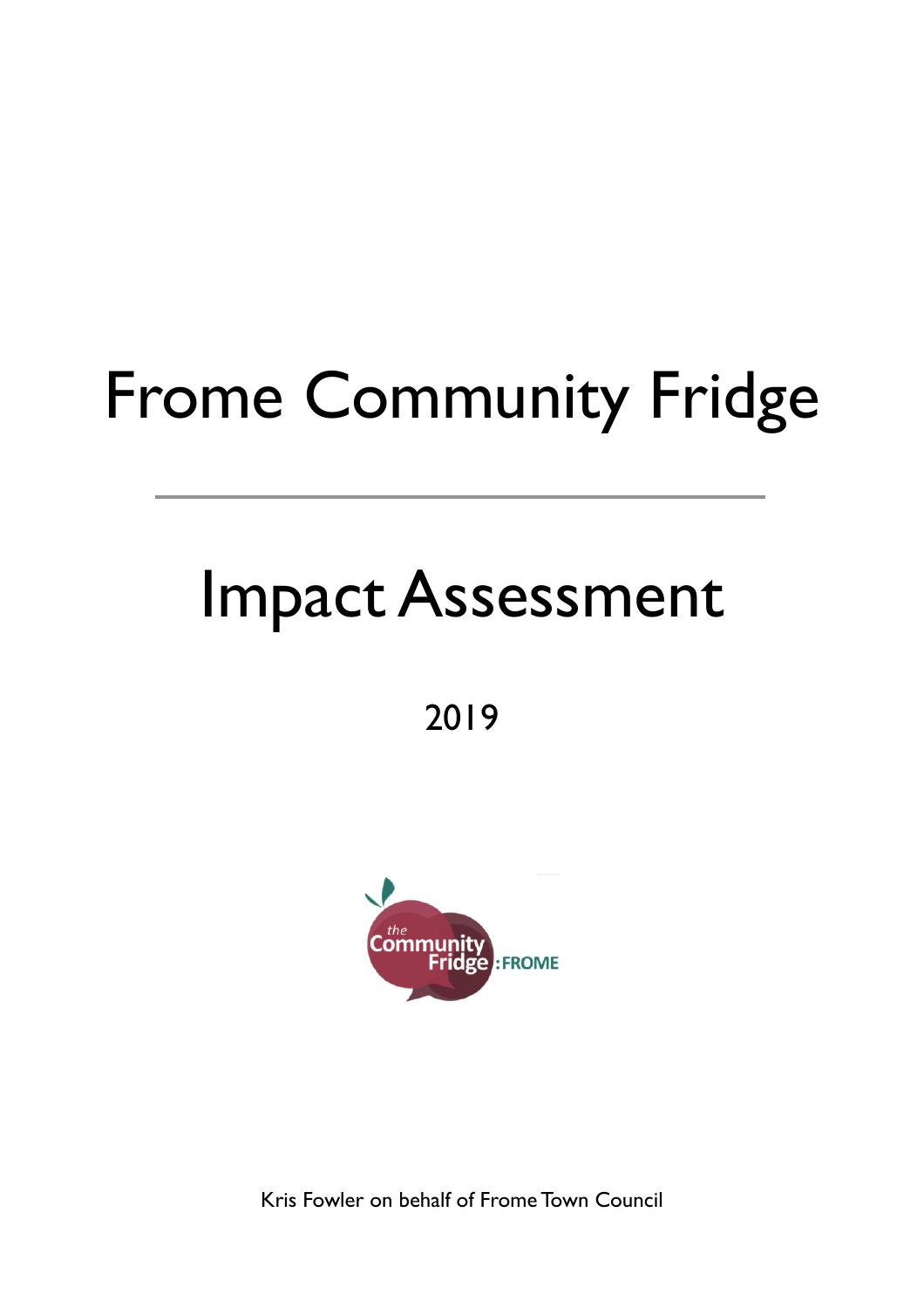# Frome Community Fridge

---

# Impact Assessment

2019

Kris Fowler on behalf of Frome Town Council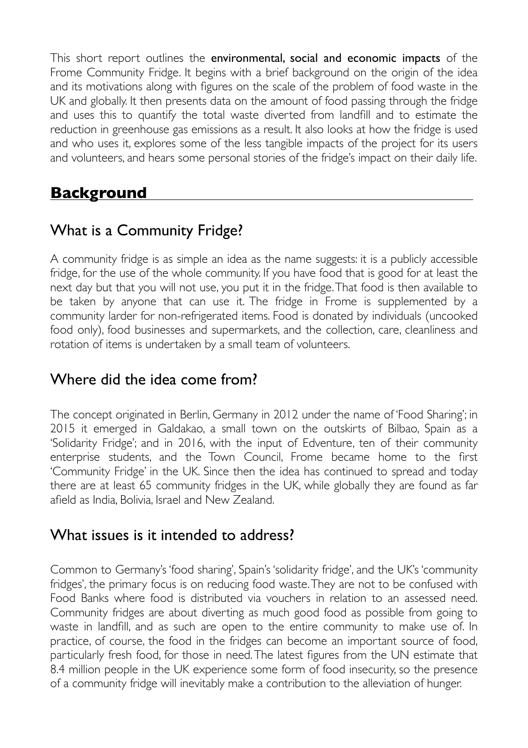This short report outlines the **environmental, social and economic impacts** of the Frome Community Fridge. It begins with a brief background on the origin of the idea and its motivations along with figures on the scale of the problem of food waste in the UK and globally. It then presents data on the amount of food passing through the fridge and uses this to quantify the total waste diverted from landfill and to estimate the reduction in greenhouse gas emissions as a result. It also looks at how the fridge is used and who uses it, explores some of the less tangible impacts of the project for its users and volunteers, and hears some personal stories of the fridge's impact on their daily life.

# Background

## What is a Community Fridge?

A community fridge is as simple an idea as the name suggests: it is a publicly accessible fridge, for the use of the whole community. If you have food that is good for at least the next day but that you will not use, you put it in the fridge. That food is then available to be taken by anyone that can use it. The fridge in Frome is supplemented by a community larder for non-refrigerated items. Food is donated by individuals (uncooked food only), food businesses and supermarkets, and the collection, care, cleanliness and rotation of items is undertaken by a small team of volunteers.

## Where did the idea come from?

The concept originated in Berlin, Germany in 2012 under the name of 'Food Sharing'; in 2015 it emerged in Galdakao, a small town on the outskirts of Bilbao, Spain as a 'Solidarity Fridge'; and in 2016, with the input of Edventure, ten of their community enterprise students, and the Town Council, Frome became home to the first 'Community Fridge' in the UK. Since then the idea has continued to spread and today there are at least 65 community fridges in the UK, while globally they are found as far afield as India, Bolivia, Israel and New Zealand.

## What issues is it intended to address?

Common to Germany's 'food sharing', Spain's 'solidarity fridge', and the UK's 'community fridges', the primary focus is on reducing food waste. They are not to be confused with Food Banks where food is distributed via vouchers in relation to an assessed need. Community fridges are about diverting as much good food as possible from going to waste in landfill, and as such are open to the entire community to make use of. In practice, of course, the food in the fridges can become an important source of food, particularly fresh food, for those in need. The latest figures from the UN estimate that 8.4 million people in the UK experience some form of food insecurity, so the presence of a community fridge will inevitably make a contribution to the alleviation of hunger.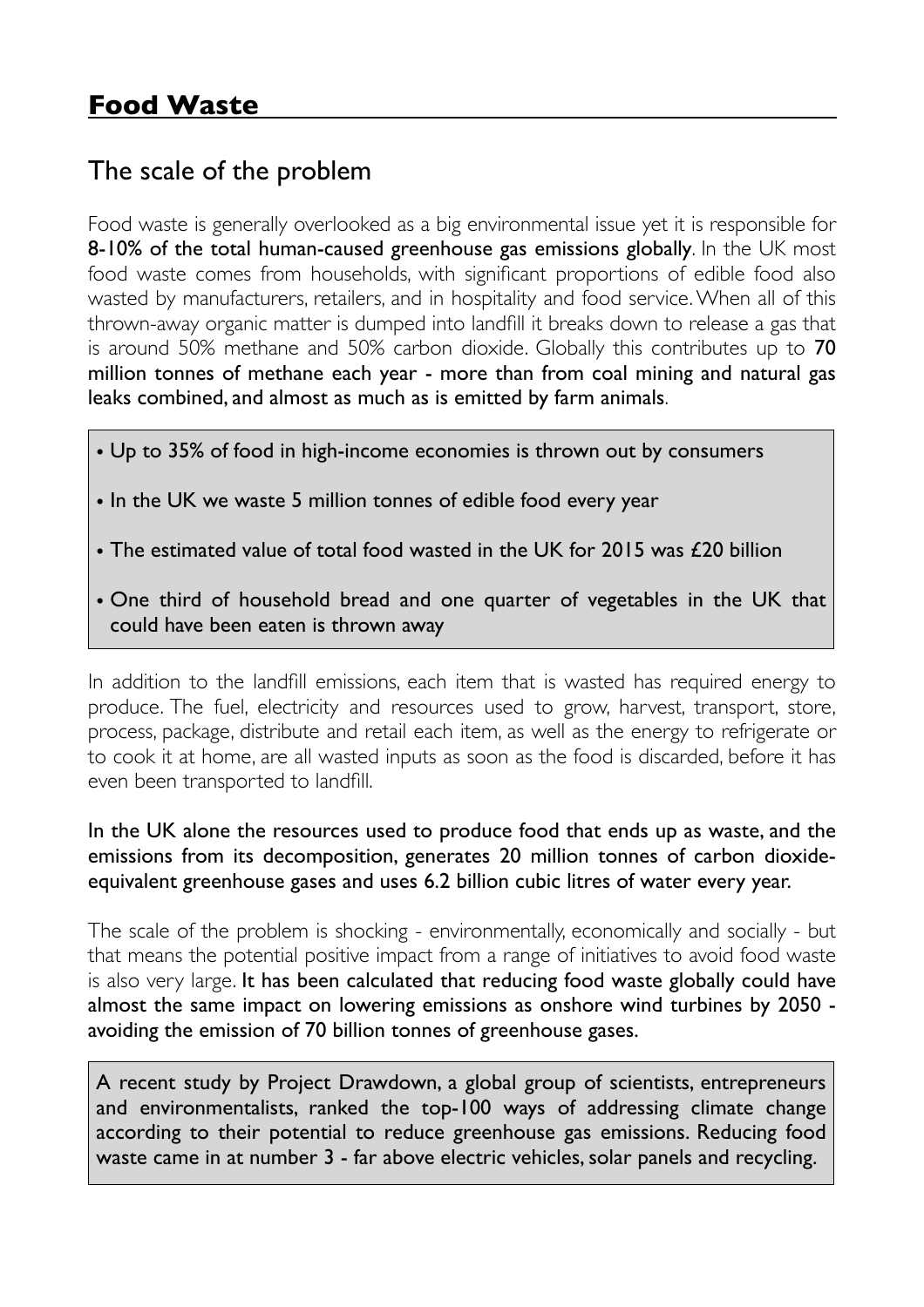# Food Waste

## The scale of the problem

Food waste is generally overlooked as a big environmental issue yet it is responsible for **8-10% of the total human-caused greenhouse gas emissions globally**. In the UK most food waste comes from households, with significant proportions of edible food also wasted by manufacturers, retailers, and in hospitality and food service. When all of this thrown-away organic matter is dumped into landfill it breaks down to release a gas that is around 50% methane and 50% carbon dioxide. Globally this contributes up to **70 million tonnes of methane each year - more than from coal mining and natural gas leaks combined, and almost as much as is emitted by farm animals**.

- Up to 35% of food in high-income economies is thrown out by consumers
- In the UK we waste 5 million tonnes of edible food every year
- The estimated value of total food wasted in the UK for 2015 was £20 billion
- One third of household bread and one quarter of vegetables in the UK that could have been eaten is thrown away

In addition to the landfill emissions, each item that is wasted has required energy to produce. The fuel, electricity and resources used to grow, harvest, transport, store, process, package, distribute and retail each item, as well as the energy to refrigerate or to cook it at home, are all wasted inputs as soon as the food is discarded, before it has even been transported to landfill.

**In the UK alone the resources used to produce food that ends up as waste, and the emissions from its decomposition, generates 20 million tonnes of carbon dioxide-equivalent greenhouse gases and uses 6.2 billion cubic litres of water every year.**

The scale of the problem is shocking - environmentally, economically and socially - but that means the potential positive impact from a range of initiatives to avoid food waste is also very large. **It has been calculated that reducing food waste globally could have almost the same impact on lowering emissions as onshore wind turbines by 2050 - avoiding the emission of 70 billion tonnes of greenhouse gases.**

A recent study by Project Drawdown, a global group of scientists, entrepreneurs and environmentalists, ranked the top-100 ways of addressing climate change according to their potential to reduce greenhouse gas emissions. Reducing food waste came in at number 3 - far above electric vehicles, solar panels and recycling.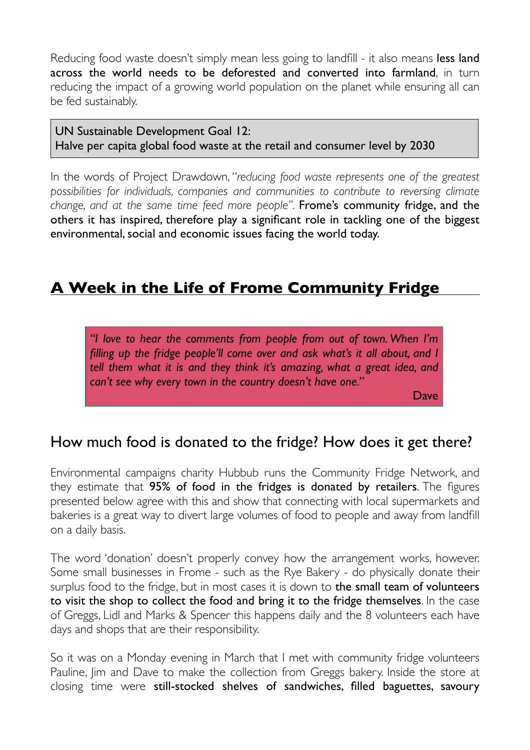Reducing food waste doesn't simply mean less going to landfill - it also means **less land across the world needs to be deforested and converted into farmland**, in turn reducing the impact of a growing world population on the planet while ensuring all can be fed sustainably.

> UN Sustainable Development Goal 12:
> Halve per capita global food waste at the retail and consumer level by 2030

In the words of Project Drawdown, "*reducing food waste represents one of the greatest possibilities for individuals, companies and communities to contribute to reversing climate change, and at the same time feed more people*". **Frome's community fridge, and the others it has inspired, therefore play a significant role in tackling one of the biggest environmental, social and economic issues facing the world today.**

## A Week in the Life of Frome Community Fridge

> *"I love to hear the comments from people from out of town. When I'm filling up the fridge people'll come over and ask what's it all about, and I tell them what it is and they think it's amazing, what a great idea, and can't see why every town in the country doesn't have one."*
>
> Dave

### How much food is donated to the fridge? How does it get there?

Environmental campaigns charity Hubbub runs the Community Fridge Network, and they estimate that **95% of food in the fridges is donated by retailers**. The figures presented below agree with this and show that connecting with local supermarkets and bakeries is a great way to divert large volumes of food to people and away from landfill on a daily basis.

The word 'donation' doesn't properly convey how the arrangement works, however. Some small businesses in Frome - such as the Rye Bakery - do physically donate their surplus food to the fridge, but in most cases it is down to **the small team of volunteers to visit the shop to collect the food and bring it to the fridge themselves**. In the case of Greggs, Lidl and Marks & Spencer this happens daily and the 8 volunteers each have days and shops that are their responsibility.

So it was on a Monday evening in March that I met with community fridge volunteers Pauline, Jim and Dave to make the collection from Greggs bakery. Inside the store at closing time were **still-stocked shelves of sandwiches, filled baguettes, savoury**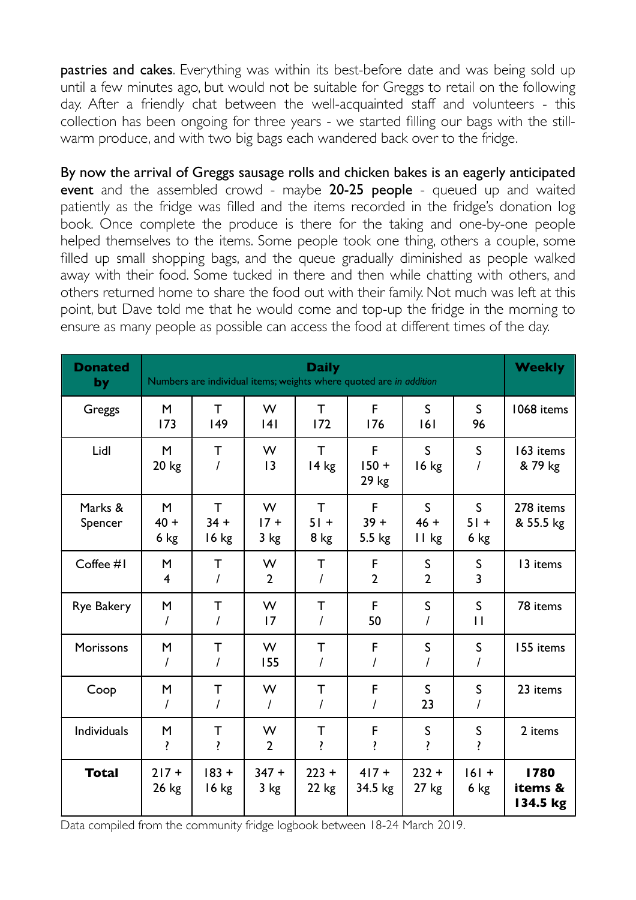**pastries and cakes**. Everything was within its best-before date and was being sold up until a few minutes ago, but would not be suitable for Greggs to retail on the following day. After a friendly chat between the well-acquainted staff and volunteers - this collection has been ongoing for three years - we started filling our bags with the still-warm produce, and with two big bags each wandered back over to the fridge.

**By now the arrival of Greggs sausage rolls and chicken bakes is an eagerly anticipated event** and the assembled crowd - maybe **20-25 people** - queued up and waited patiently as the fridge was filled and the items recorded in the fridge's donation log book. Once complete the produce is there for the taking and one-by-one people helped themselves to the items. Some people took one thing, others a couple, some filled up small shopping bags, and the queue gradually diminished as people walked away with their food. Some tucked in there and then while chatting with others, and others returned home to share the food out with their family. Not much was left at this point, but Dave told me that he would come and top-up the fridge in the morning to ensure as many people as possible can access the food at different times of the day.

| **Donated by** | **Daily** Numbers are individual items; weights where quoted are *in addition* | | | | | | | **Weekly** |
|---|---|---|---|---|---|---|---|---|
| Greggs | M 173 | T 149 | W 141 | T 172 | F 176 | S 161 | S 96 | 1068 items |
| Lidl | M 20 kg | T / | W 13 | T 14 kg | F 150 + 29 kg | S 16 kg | S / | 163 items & 79 kg |
| Marks & Spencer | M 40 + 6 kg | T 34 + 16 kg | W 17 + 3 kg | T 51 + 8 kg | F 39 + 5.5 kg | S 46 + 11 kg | S 51 + 6 kg | 278 items & 55.5 kg |
| Coffee #1 | M 4 | T / | W 2 | T / | F 2 | S 2 | S 3 | 13 items |
| Rye Bakery | M / | T / | W 17 | T / | F 50 | S / | S 11 | 78 items |
| Morissons | M / | T / | W 155 | T / | F / | S / | S / | 155 items |
| Coop | M / | T / | W / | T / | F / | S 23 | S / | 23 items |
| Individuals | M ? | T ? | W 2 | T ? | F ? | S ? | S ? | 2 items |
| **Total** | 217 + 26 kg | 183 + 16 kg | 347 + 3 kg | 223 + 22 kg | 417 + 34.5 kg | 232 + 27 kg | 161 + 6 kg | **1780 items & 134.5 kg** |

Data compiled from the community fridge logbook between 18-24 March 2019.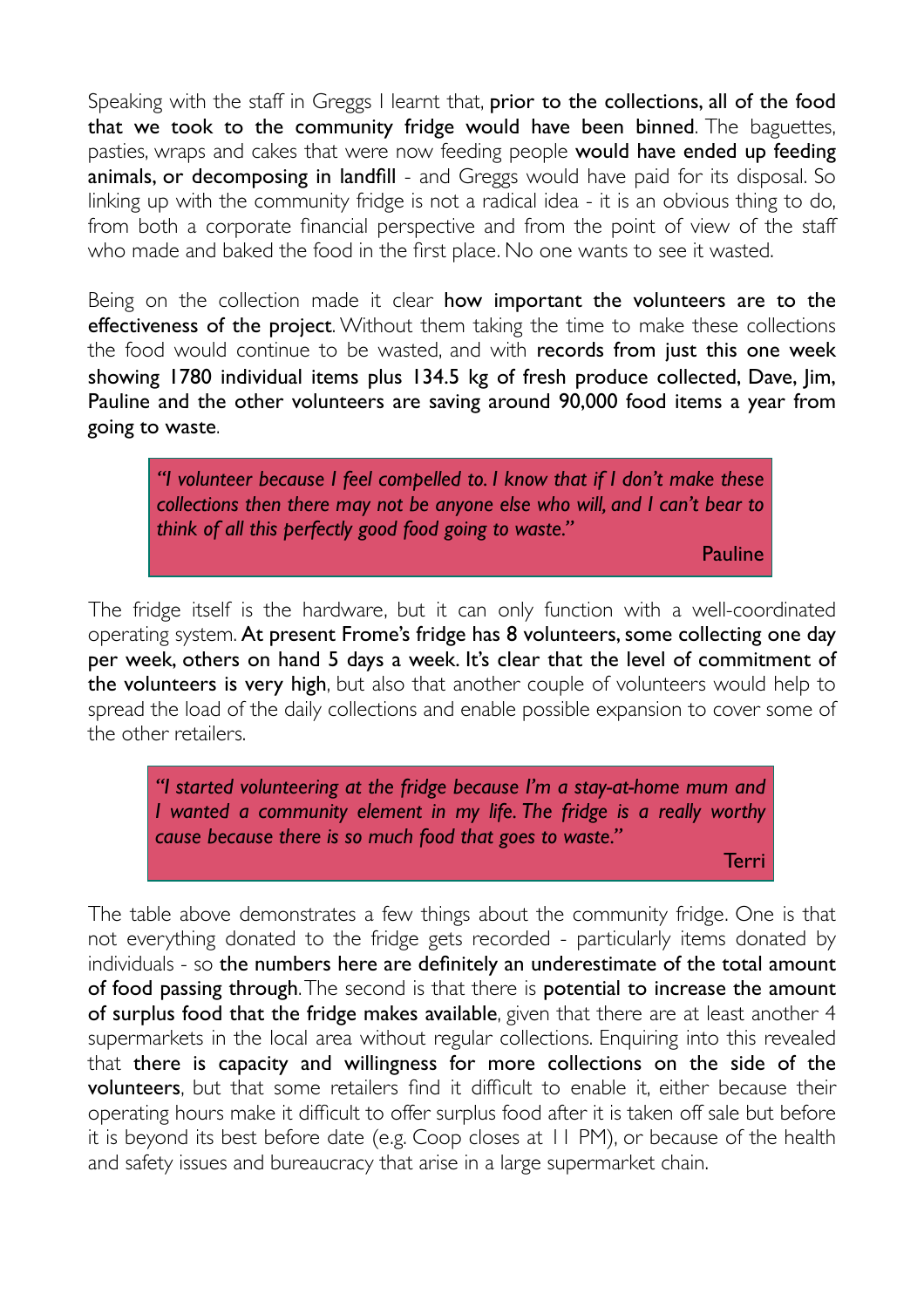Speaking with the staff in Greggs I learnt that, **prior to the collections, all of the food that we took to the community fridge would have been binned**. The baguettes, pasties, wraps and cakes that were now feeding people **would have ended up feeding animals, or decomposing in landfill** - and Greggs would have paid for its disposal. So linking up with the community fridge is not a radical idea - it is an obvious thing to do, from both a corporate financial perspective and from the point of view of the staff who made and baked the food in the first place. No one wants to see it wasted.

Being on the collection made it clear **how important the volunteers are to the effectiveness of the project**. Without them taking the time to make these collections the food would continue to be wasted, and with **records from just this one week showing 1780 individual items plus 134.5 kg of fresh produce collected, Dave, Jim, Pauline and the other volunteers are saving around 90,000 food items a year from going to waste**.

> *"I volunteer because I feel compelled to. I know that if I don't make these collections then there may not be anyone else who will, and I can't bear to think of all this perfectly good food going to waste."*
>
> Pauline

The fridge itself is the hardware, but it can only function with a well-coordinated operating system. **At present Frome's fridge has 8 volunteers, some collecting one day per week, others on hand 5 days a week. It's clear that the level of commitment of the volunteers is very high**, but also that another couple of volunteers would help to spread the load of the daily collections and enable possible expansion to cover some of the other retailers.

> *"I started volunteering at the fridge because I'm a stay-at-home mum and I wanted a community element in my life. The fridge is a really worthy cause because there is so much food that goes to waste."*
>
> Terri

The table above demonstrates a few things about the community fridge. One is that not everything donated to the fridge gets recorded - particularly items donated by individuals - so **the numbers here are definitely an underestimate of the total amount of food passing through**. The second is that there is **potential to increase the amount of surplus food that the fridge makes available**, given that there are at least another 4 supermarkets in the local area without regular collections. Enquiring into this revealed that **there is capacity and willingness for more collections on the side of the volunteers**, but that some retailers find it difficult to enable it, either because their operating hours make it difficult to offer surplus food after it is taken off sale but before it is beyond its best before date (e.g. Coop closes at 11 PM), or because of the health and safety issues and bureaucracy that arise in a large supermarket chain.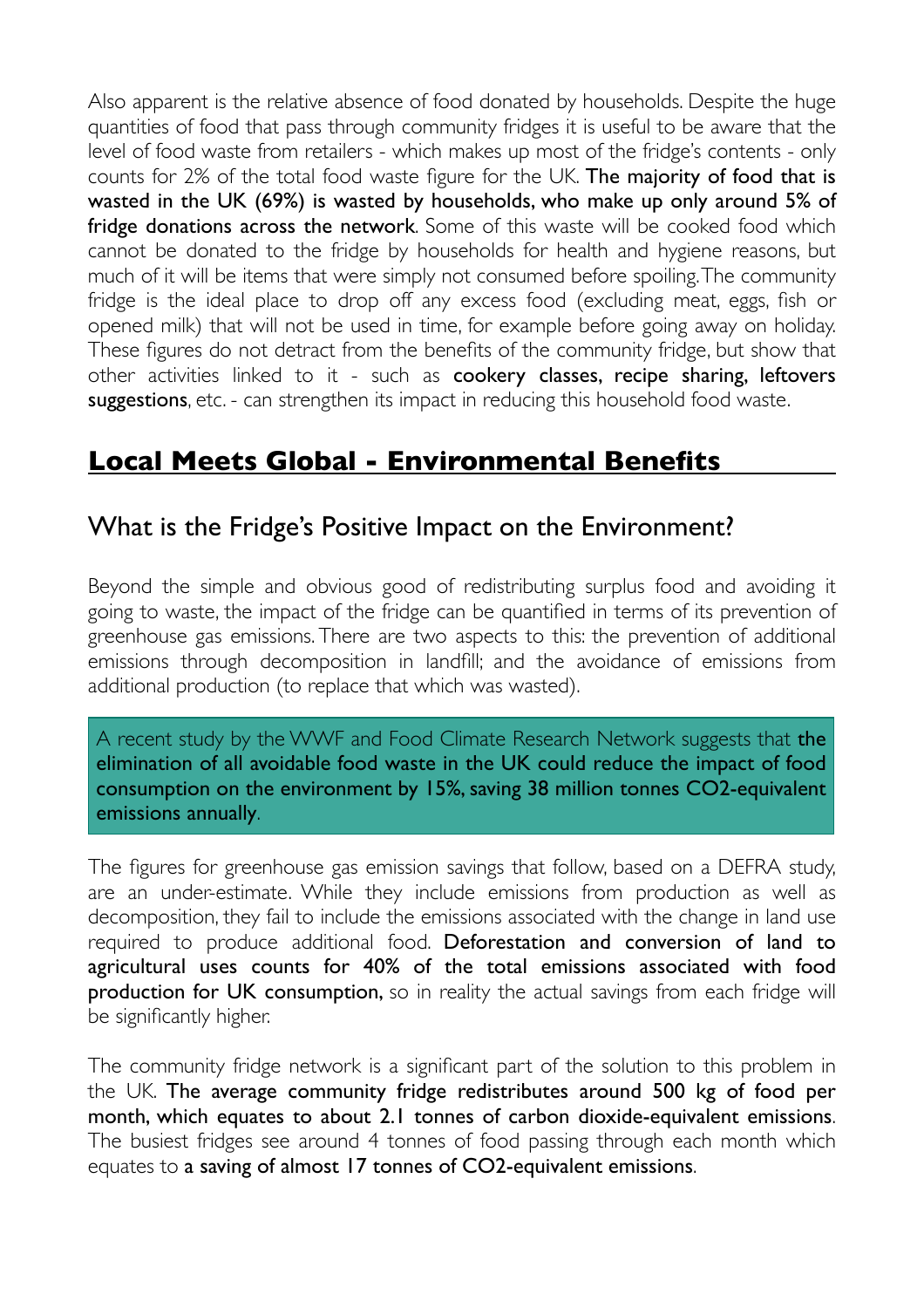Also apparent is the relative absence of food donated by households. Despite the huge quantities of food that pass through community fridges it is useful to be aware that the level of food waste from retailers - which makes up most of the fridge's contents - only counts for 2% of the total food waste figure for the UK. **The majority of food that is wasted in the UK (69%) is wasted by households, who make up only around 5% of fridge donations across the network**. Some of this waste will be cooked food which cannot be donated to the fridge by households for health and hygiene reasons, but much of it will be items that were simply not consumed before spoiling. The community fridge is the ideal place to drop off any excess food (excluding meat, eggs, fish or opened milk) that will not be used in time, for example before going away on holiday. These figures do not detract from the benefits of the community fridge, but show that other activities linked to it - such as **cookery classes, recipe sharing, leftovers suggestions**, etc. - can strengthen its impact in reducing this household food waste.

## Local Meets Global - Environmental Benefits

### What is the Fridge's Positive Impact on the Environment?

Beyond the simple and obvious good of redistributing surplus food and avoiding it going to waste, the impact of the fridge can be quantified in terms of its prevention of greenhouse gas emissions. There are two aspects to this: the prevention of additional emissions through decomposition in landfill; and the avoidance of emissions from additional production (to replace that which was wasted).

A recent study by the WWF and Food Climate Research Network suggests that **the elimination of all avoidable food waste in the UK could reduce the impact of food consumption on the environment by 15%, saving 38 million tonnes $CO_2$-equivalent emissions annually**.

The figures for greenhouse gas emission savings that follow, based on a DEFRA study, are an under-estimate. While they include emissions from production as well as decomposition, they fail to include the emissions associated with the change in land use required to produce additional food. **Deforestation and conversion of land to agricultural uses counts for 40% of the total emissions associated with food production for UK consumption,** so in reality the actual savings from each fridge will be significantly higher.

The community fridge network is a significant part of the solution to this problem in the UK. **The average community fridge redistributes around 500 kg of food per month, which equates to about 2.1 tonnes of carbon dioxide-equivalent emissions**. The busiest fridges see around 4 tonnes of food passing through each month which equates to **a saving of almost 17 tonnes of $CO_2$-equivalent emissions**.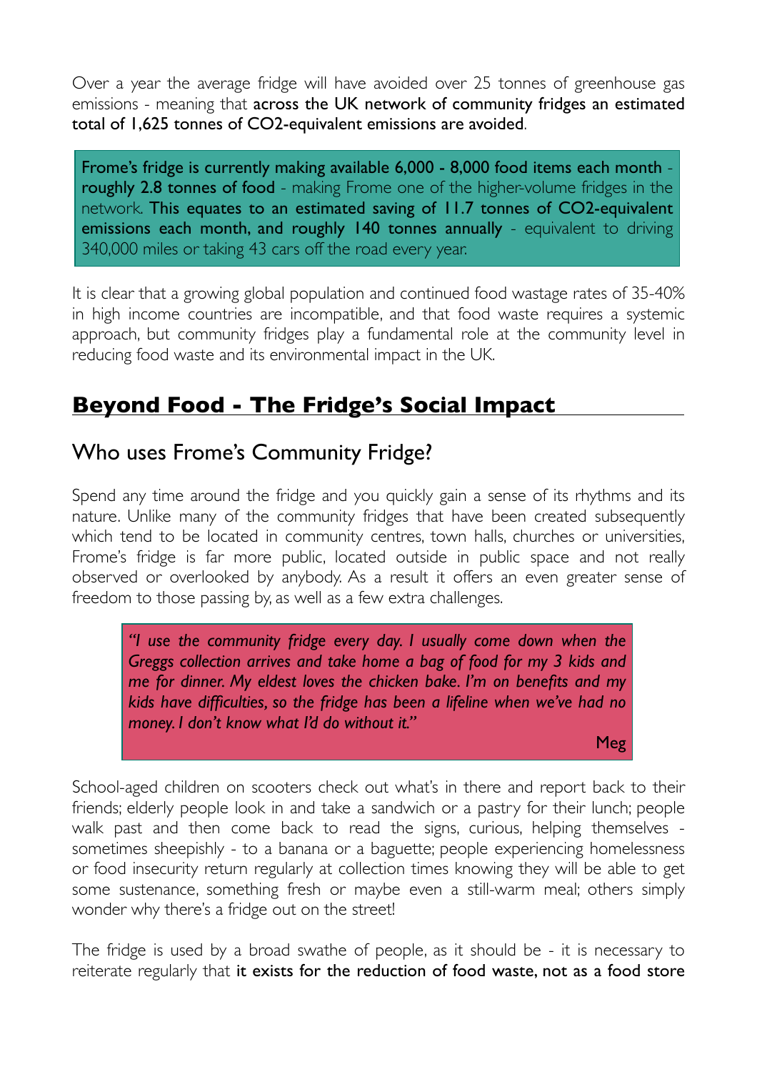Over a year the average fridge will have avoided over 25 tonnes of greenhouse gas emissions - meaning that **across the UK network of community fridges an estimated total of 1,625 tonnes of CO2-equivalent emissions are avoided**.

> **Frome's fridge is currently making available 6,000 - 8,000 food items each month - roughly 2.8 tonnes of food** - making Frome one of the higher-volume fridges in the network. **This equates to an estimated saving of 11.7 tonnes of CO2-equivalent emissions each month, and roughly 140 tonnes annually** - equivalent to driving 340,000 miles or taking 43 cars off the road every year.

It is clear that a growing global population and continued food wastage rates of 35-40% in high income countries are incompatible, and that food waste requires a systemic approach, but community fridges play a fundamental role at the community level in reducing food waste and its environmental impact in the UK.

## Beyond Food - The Fridge's Social Impact

### Who uses Frome's Community Fridge?

Spend any time around the fridge and you quickly gain a sense of its rhythms and its nature. Unlike many of the community fridges that have been created subsequently which tend to be located in community centres, town halls, churches or universities, Frome's fridge is far more public, located outside in public space and not really observed or overlooked by anybody. As a result it offers an even greater sense of freedom to those passing by, as well as a few extra challenges.

> *"I use the community fridge every day. I usually come down when the Greggs collection arrives and take home a bag of food for my 3 kids and me for dinner. My eldest loves the chicken bake. I'm on benefits and my kids have difficulties, so the fridge has been a lifeline when we've had no money. I don't know what I'd do without it."*
>
> Meg

School-aged children on scooters check out what's in there and report back to their friends; elderly people look in and take a sandwich or a pastry for their lunch; people walk past and then come back to read the signs, curious, helping themselves - sometimes sheepishly - to a banana or a baguette; people experiencing homelessness or food insecurity return regularly at collection times knowing they will be able to get some sustenance, something fresh or maybe even a still-warm meal; others simply wonder why there's a fridge out on the street!

The fridge is used by a broad swathe of people, as it should be - it is necessary to reiterate regularly that **it exists for the reduction of food waste, not as a food store**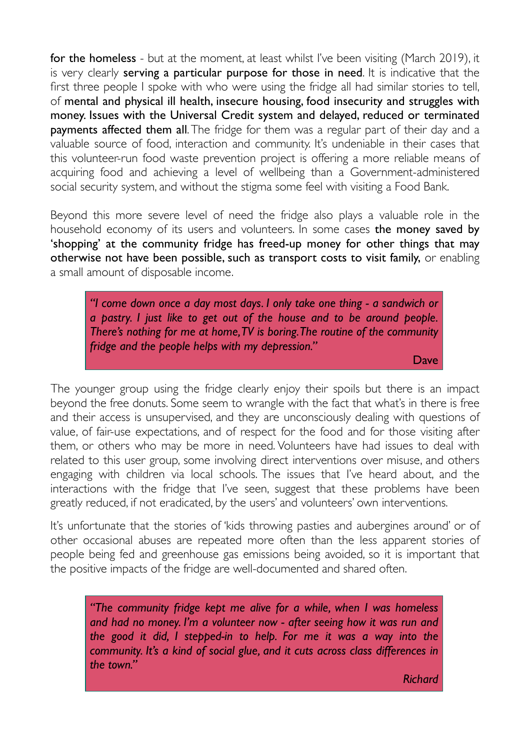**for the homeless** - but at the moment, at least whilst I've been visiting (March 2019), it is very clearly **serving a particular purpose for those in need**. It is indicative that the first three people I spoke with who were using the fridge all had similar stories to tell, of **mental and physical ill health, insecure housing, food insecurity and struggles with money. Issues with the Universal Credit system and delayed, reduced or terminated payments affected them all**. The fridge for them was a regular part of their day and a valuable source of food, interaction and community. It's undeniable in their cases that this volunteer-run food waste prevention project is offering a more reliable means of acquiring food and achieving a level of wellbeing than a Government-administered social security system, and without the stigma some feel with visiting a Food Bank.

Beyond this more severe level of need the fridge also plays a valuable role in the household economy of its users and volunteers. In some cases **the money saved by 'shopping' at the community fridge has freed-up money for other things that may otherwise not have been possible, such as transport costs to visit family,** or enabling a small amount of disposable income.

> *"I come down once a day most days. I only take one thing - a sandwich or a pastry. I just like to get out of the house and to be around people. There's nothing for me at home, TV is boring. The routine of the community fridge and the people helps with my depression."*
>
> Dave

The younger group using the fridge clearly enjoy their spoils but there is an impact beyond the free donuts. Some seem to wrangle with the fact that what's in there is free and their access is unsupervised, and they are unconsciously dealing with questions of value, of fair-use expectations, and of respect for the food and for those visiting after them, or others who may be more in need. Volunteers have had issues to deal with related to this user group, some involving direct interventions over misuse, and others engaging with children via local schools. The issues that I've heard about, and the interactions with the fridge that I've seen, suggest that these problems have been greatly reduced, if not eradicated, by the users' and volunteers' own interventions.

It's unfortunate that the stories of 'kids throwing pasties and aubergines around' or of other occasional abuses are repeated more often than the less apparent stories of people being fed and greenhouse gas emissions being avoided, so it is important that the positive impacts of the fridge are well-documented and shared often.

> *"The community fridge kept me alive for a while, when I was homeless and had no money. I'm a volunteer now - after seeing how it was run and the good it did, I stepped-in to help. For me it was a way into the community. It's a kind of social glue, and it cuts across class differences in the town."*
>
> *Richard*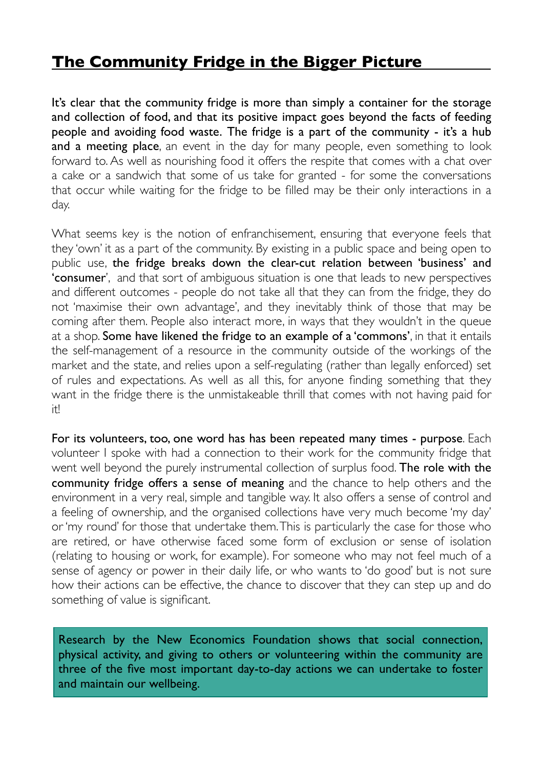# The Community Fridge in the Bigger Picture

**It's clear that the community fridge is more than simply a container for the storage and collection of food, and that its positive impact goes beyond the facts of feeding people and avoiding food waste. The fridge is a part of the community - it's a hub and a meeting place**, an event in the day for many people, even something to look forward to. As well as nourishing food it offers the respite that comes with a chat over a cake or a sandwich that some of us take for granted - for some the conversations that occur while waiting for the fridge to be filled may be their only interactions in a day.

What seems key is the notion of enfranchisement, ensuring that everyone feels that they 'own' it as a part of the community. By existing in a public space and being open to public use, **the fridge breaks down the clear-cut relation between 'business' and 'consumer'**, and that sort of ambiguous situation is one that leads to new perspectives and different outcomes - people do not take all that they can from the fridge, they do not 'maximise their own advantage', and they inevitably think of those that may be coming after them. People also interact more, in ways that they wouldn't in the queue at a shop. **Some have likened the fridge to an example of a 'commons'**, in that it entails the self-management of a resource in the community outside of the workings of the market and the state, and relies upon a self-regulating (rather than legally enforced) set of rules and expectations. As well as all this, for anyone finding something that they want in the fridge there is the unmistakeable thrill that comes with not having paid for it!

**For its volunteers, too, one word has has been repeated many times - purpose**. Each volunteer I spoke with had a connection to their work for the community fridge that went well beyond the purely instrumental collection of surplus food. **The role with the community fridge offers a sense of meaning** and the chance to help others and the environment in a very real, simple and tangible way. It also offers a sense of control and a feeling of ownership, and the organised collections have very much become 'my day' or 'my round' for those that undertake them. This is particularly the case for those who are retired, or have otherwise faced some form of exclusion or sense of isolation (relating to housing or work, for example). For someone who may not feel much of a sense of agency or power in their daily life, or who wants to 'do good' but is not sure how their actions can be effective, the chance to discover that they can step up and do something of value is significant.

> Research by the New Economics Foundation shows that social connection, physical activity, and giving to others or volunteering within the community are three of the five most important day-to-day actions we can undertake to foster and maintain our wellbeing.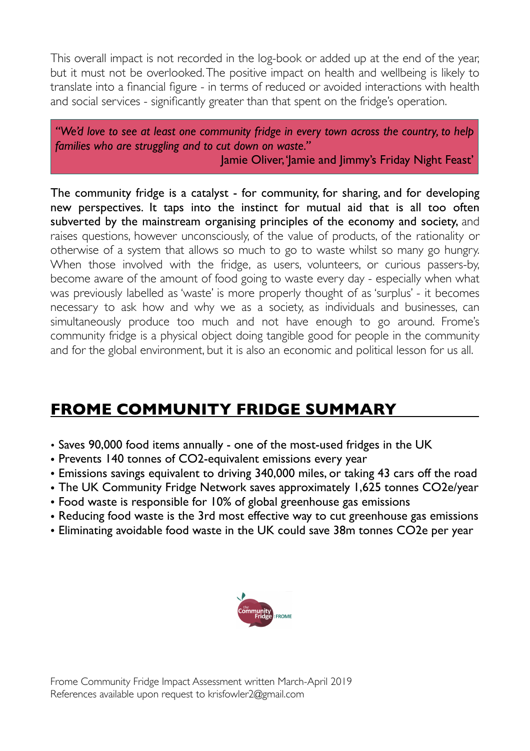This overall impact is not recorded in the log-book or added up at the end of the year, but it must not be overlooked. The positive impact on health and wellbeing is likely to translate into a financial figure - in terms of reduced or avoided interactions with health and social services - significantly greater than that spent on the fridge's operation.

> *"We'd love to see at least one community fridge in every town across the country, to help families who are struggling and to cut down on waste."*
>
> Jamie Oliver, 'Jamie and Jimmy's Friday Night Feast'

**The community fridge is a catalyst - for community, for sharing, and for developing new perspectives. It taps into the instinct for mutual aid that is all too often subverted by the mainstream organising principles of the economy and society,** and raises questions, however unconsciously, of the value of products, of the rationality or otherwise of a system that allows so much to go to waste whilst so many go hungry. When those involved with the fridge, as users, volunteers, or curious passers-by, become aware of the amount of food going to waste every day - especially when what was previously labelled as 'waste' is more properly thought of as 'surplus' - it becomes necessary to ask how and why we as a society, as individuals and businesses, can simultaneously produce too much and not have enough to go around. Frome's community fridge is a physical object doing tangible good for people in the community and for the global environment, but it is also an economic and political lesson for us all.

## FROME COMMUNITY FRIDGE SUMMARY

- Saves 90,000 food items annually - one of the most-used fridges in the UK
- Prevents 140 tonnes of $CO_2$-equivalent emissions every year
- Emissions savings equivalent to driving 340,000 miles, or taking 43 cars off the road
- The UK Community Fridge Network saves approximately 1,625 tonnes $CO_2e$/year
- Food waste is responsible for 10% of global greenhouse gas emissions
- Reducing food waste is the 3rd most effective way to cut greenhouse gas emissions
- Eliminating avoidable food waste in the UK could save 38m tonnes $CO_2e$ per year

the Community Fridge FROME

Frome Community Fridge Impact Assessment written March-April 2019
References available upon request to krisfowler2@gmail.com